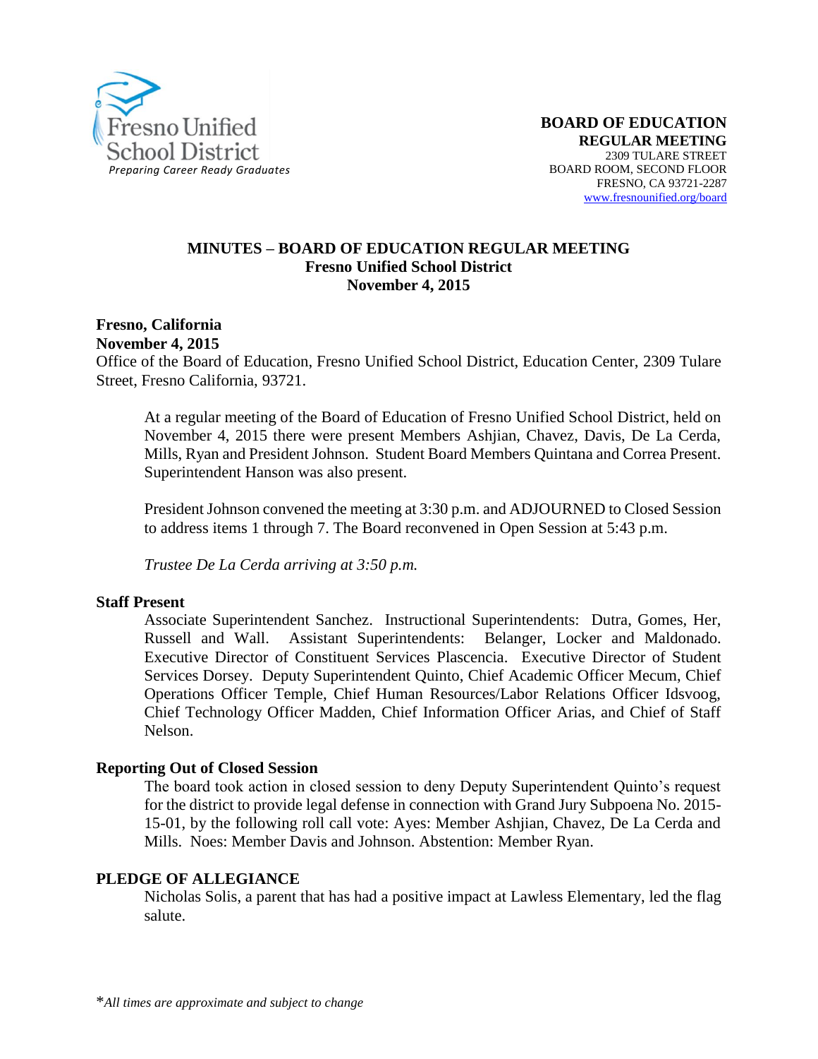Fresno Unified School District
*Preparing Career Ready Graduates*

**BOARD OF EDUCATION**
**REGULAR MEETING**
2309 TULARE STREET
BOARD ROOM, SECOND FLOOR
FRESNO, CA 93721-2287
www.fresnounified.org/board

## MINUTES – BOARD OF EDUCATION REGULAR MEETING
**Fresno Unified School District**
**November 4, 2015**

**Fresno, California**
**November 4, 2015**
Office of the Board of Education, Fresno Unified School District, Education Center, 2309 Tulare Street, Fresno California, 93721.

At a regular meeting of the Board of Education of Fresno Unified School District, held on November 4, 2015 there were present Members Ashjian, Chavez, Davis, De La Cerda, Mills, Ryan and President Johnson. Student Board Members Quintana and Correa Present. Superintendent Hanson was also present.

President Johnson convened the meeting at 3:30 p.m. and ADJOURNED to Closed Session to address items 1 through 7. The Board reconvened in Open Session at 5:43 p.m.

*Trustee De La Cerda arriving at 3:50 p.m.*

**Staff Present**

Associate Superintendent Sanchez. Instructional Superintendents: Dutra, Gomes, Her, Russell and Wall. Assistant Superintendents: Belanger, Locker and Maldonado. Executive Director of Constituent Services Plascencia. Executive Director of Student Services Dorsey. Deputy Superintendent Quinto, Chief Academic Officer Mecum, Chief Operations Officer Temple, Chief Human Resources/Labor Relations Officer Idsvoog, Chief Technology Officer Madden, Chief Information Officer Arias, and Chief of Staff Nelson.

**Reporting Out of Closed Session**

The board took action in closed session to deny Deputy Superintendent Quinto's request for the district to provide legal defense in connection with Grand Jury Subpoena No. 2015-15-01, by the following roll call vote: Ayes: Member Ashjian, Chavez, De La Cerda and Mills. Noes: Member Davis and Johnson. Abstention: Member Ryan.

**PLEDGE OF ALLEGIANCE**

Nicholas Solis, a parent that has had a positive impact at Lawless Elementary, led the flag salute.

*All times are approximate and subject to change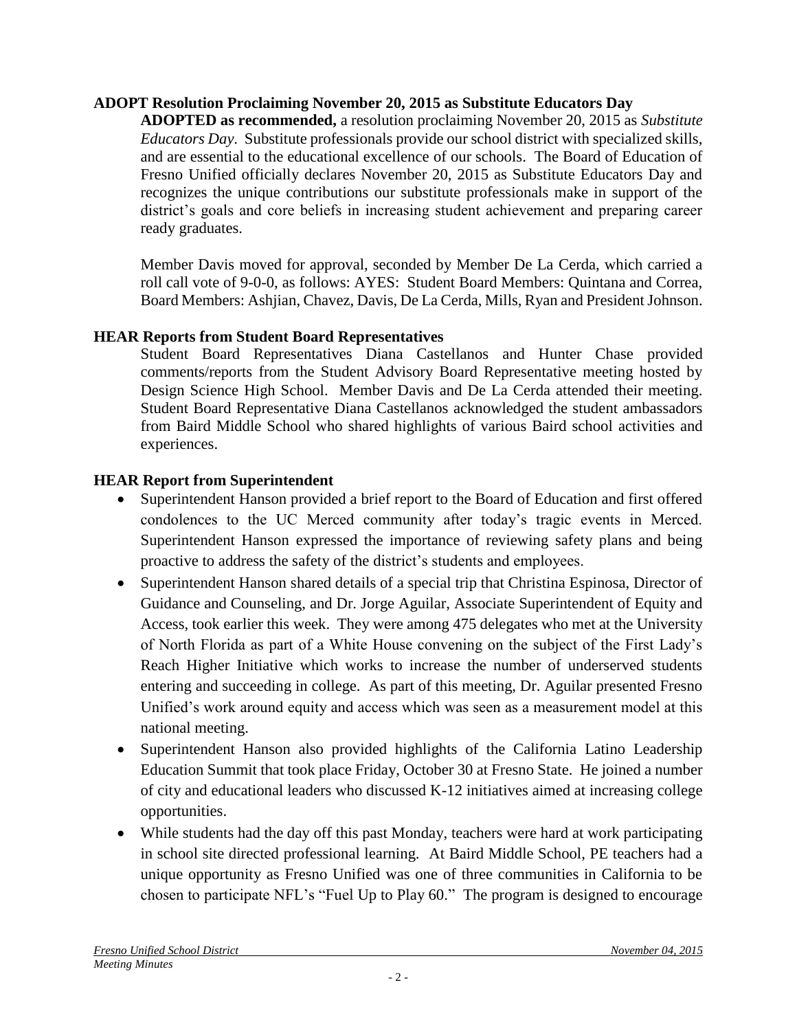**ADOPT Resolution Proclaiming November 20, 2015 as Substitute Educators Day**

**ADOPTED as recommended,** a resolution proclaiming November 20, 2015 as *Substitute Educators Day*. Substitute professionals provide our school district with specialized skills, and are essential to the educational excellence of our schools. The Board of Education of Fresno Unified officially declares November 20, 2015 as Substitute Educators Day and recognizes the unique contributions our substitute professionals make in support of the district's goals and core beliefs in increasing student achievement and preparing career ready graduates.

Member Davis moved for approval, seconded by Member De La Cerda, which carried a roll call vote of 9-0-0, as follows: AYES: Student Board Members: Quintana and Correa, Board Members: Ashjian, Chavez, Davis, De La Cerda, Mills, Ryan and President Johnson.

**HEAR Reports from Student Board Representatives**

Student Board Representatives Diana Castellanos and Hunter Chase provided comments/reports from the Student Advisory Board Representative meeting hosted by Design Science High School. Member Davis and De La Cerda attended their meeting. Student Board Representative Diana Castellanos acknowledged the student ambassadors from Baird Middle School who shared highlights of various Baird school activities and experiences.

**HEAR Report from Superintendent**

- Superintendent Hanson provided a brief report to the Board of Education and first offered condolences to the UC Merced community after today's tragic events in Merced. Superintendent Hanson expressed the importance of reviewing safety plans and being proactive to address the safety of the district's students and employees.
- Superintendent Hanson shared details of a special trip that Christina Espinosa, Director of Guidance and Counseling, and Dr. Jorge Aguilar, Associate Superintendent of Equity and Access, took earlier this week. They were among 475 delegates who met at the University of North Florida as part of a White House convening on the subject of the First Lady's Reach Higher Initiative which works to increase the number of underserved students entering and succeeding in college. As part of this meeting, Dr. Aguilar presented Fresno Unified's work around equity and access which was seen as a measurement model at this national meeting.
- Superintendent Hanson also provided highlights of the California Latino Leadership Education Summit that took place Friday, October 30 at Fresno State. He joined a number of city and educational leaders who discussed K-12 initiatives aimed at increasing college opportunities.
- While students had the day off this past Monday, teachers were hard at work participating in school site directed professional learning. At Baird Middle School, PE teachers had a unique opportunity as Fresno Unified was one of three communities in California to be chosen to participate NFL's "Fuel Up to Play 60." The program is designed to encourage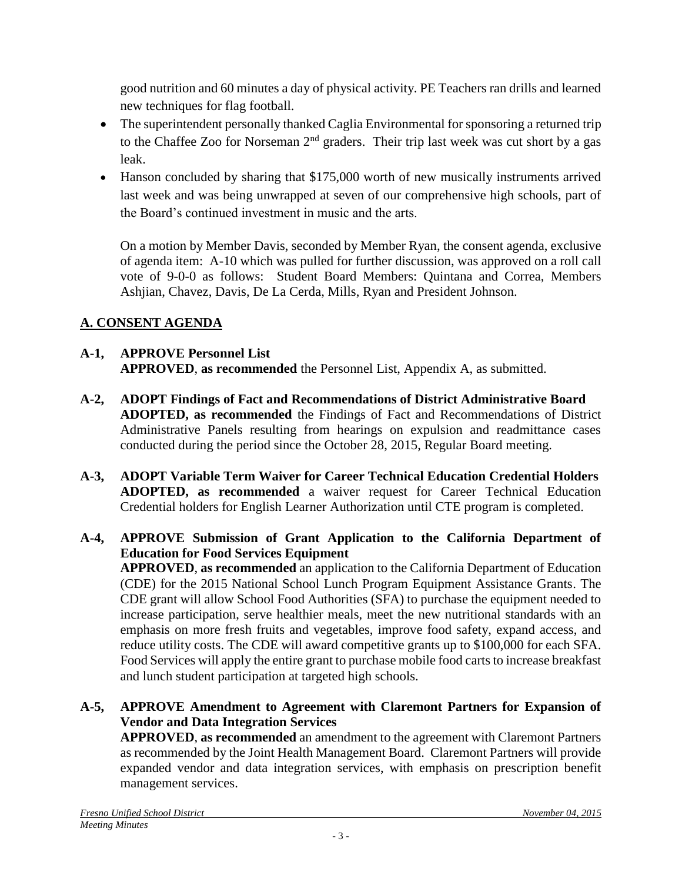good nutrition and 60 minutes a day of physical activity. PE Teachers ran drills and learned new techniques for flag football.

- The superintendent personally thanked Caglia Environmental for sponsoring a returned trip to the Chaffee Zoo for Norseman 2nd graders. Their trip last week was cut short by a gas leak.
- Hanson concluded by sharing that $175,000 worth of new musically instruments arrived last week and was being unwrapped at seven of our comprehensive high schools, part of the Board's continued investment in music and the arts.

  On a motion by Member Davis, seconded by Member Ryan, the consent agenda, exclusive of agenda item: A-10 which was pulled for further discussion, was approved on a roll call vote of 9-0-0 as follows: Student Board Members: Quintana and Correa, Members Ashjian, Chavez, Davis, De La Cerda, Mills, Ryan and President Johnson.

## A. CONSENT AGENDA

**A-1, APPROVE Personnel List**
**APPROVED**, **as recommended** the Personnel List, Appendix A, as submitted.

**A-2, ADOPT Findings of Fact and Recommendations of District Administrative Board**
**ADOPTED, as recommended** the Findings of Fact and Recommendations of District Administrative Panels resulting from hearings on expulsion and readmittance cases conducted during the period since the October 28, 2015, Regular Board meeting.

**A-3, ADOPT Variable Term Waiver for Career Technical Education Credential Holders**
**ADOPTED, as recommended** a waiver request for Career Technical Education Credential holders for English Learner Authorization until CTE program is completed.

**A-4, APPROVE Submission of Grant Application to the California Department of Education for Food Services Equipment**
**APPROVED**, **as recommended** an application to the California Department of Education (CDE) for the 2015 National School Lunch Program Equipment Assistance Grants. The CDE grant will allow School Food Authorities (SFA) to purchase the equipment needed to increase participation, serve healthier meals, meet the new nutritional standards with an emphasis on more fresh fruits and vegetables, improve food safety, expand access, and reduce utility costs. The CDE will award competitive grants up to $100,000 for each SFA. Food Services will apply the entire grant to purchase mobile food carts to increase breakfast and lunch student participation at targeted high schools.

**A-5, APPROVE Amendment to Agreement with Claremont Partners for Expansion of Vendor and Data Integration Services**
**APPROVED**, **as recommended** an amendment to the agreement with Claremont Partners as recommended by the Joint Health Management Board. Claremont Partners will provide expanded vendor and data integration services, with emphasis on prescription benefit management services.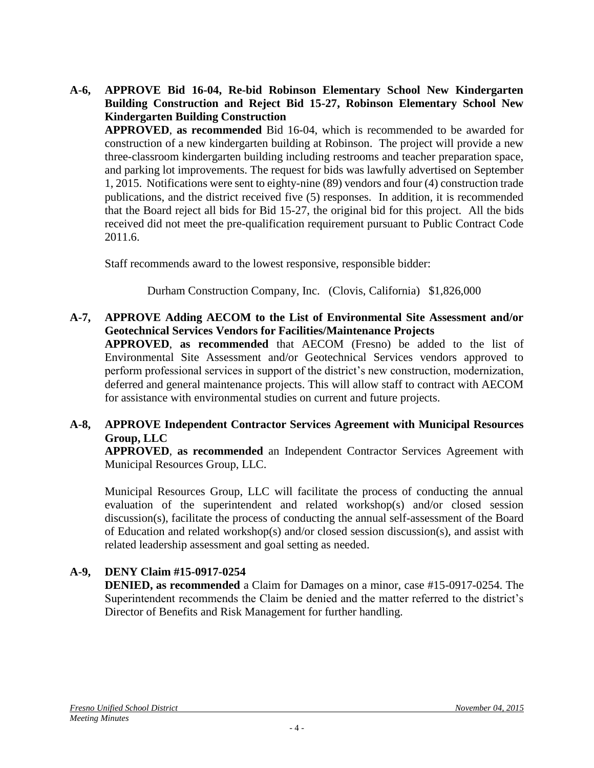**A-6, APPROVE Bid 16-04, Re-bid Robinson Elementary School New Kindergarten Building Construction and Reject Bid 15-27, Robinson Elementary School New Kindergarten Building Construction**

**APPROVED**, **as recommended** Bid 16-04, which is recommended to be awarded for construction of a new kindergarten building at Robinson. The project will provide a new three-classroom kindergarten building including restrooms and teacher preparation space, and parking lot improvements. The request for bids was lawfully advertised on September 1, 2015. Notifications were sent to eighty-nine (89) vendors and four (4) construction trade publications, and the district received five (5) responses. In addition, it is recommended that the Board reject all bids for Bid 15-27, the original bid for this project. All the bids received did not meet the pre-qualification requirement pursuant to Public Contract Code 2011.6.

Staff recommends award to the lowest responsive, responsible bidder:

Durham Construction Company, Inc. (Clovis, California) $1,826,000

**A-7, APPROVE Adding AECOM to the List of Environmental Site Assessment and/or Geotechnical Services Vendors for Facilities/Maintenance Projects**

**APPROVED**, **as recommended** that AECOM (Fresno) be added to the list of Environmental Site Assessment and/or Geotechnical Services vendors approved to perform professional services in support of the district's new construction, modernization, deferred and general maintenance projects. This will allow staff to contract with AECOM for assistance with environmental studies on current and future projects.

**A-8, APPROVE Independent Contractor Services Agreement with Municipal Resources Group, LLC**

**APPROVED**, **as recommended** an Independent Contractor Services Agreement with Municipal Resources Group, LLC.

Municipal Resources Group, LLC will facilitate the process of conducting the annual evaluation of the superintendent and related workshop(s) and/or closed session discussion(s), facilitate the process of conducting the annual self-assessment of the Board of Education and related workshop(s) and/or closed session discussion(s), and assist with related leadership assessment and goal setting as needed.

**A-9, DENY Claim #15-0917-0254**

**DENIED, as recommended** a Claim for Damages on a minor, case #15-0917-0254. The Superintendent recommends the Claim be denied and the matter referred to the district's Director of Benefits and Risk Management for further handling.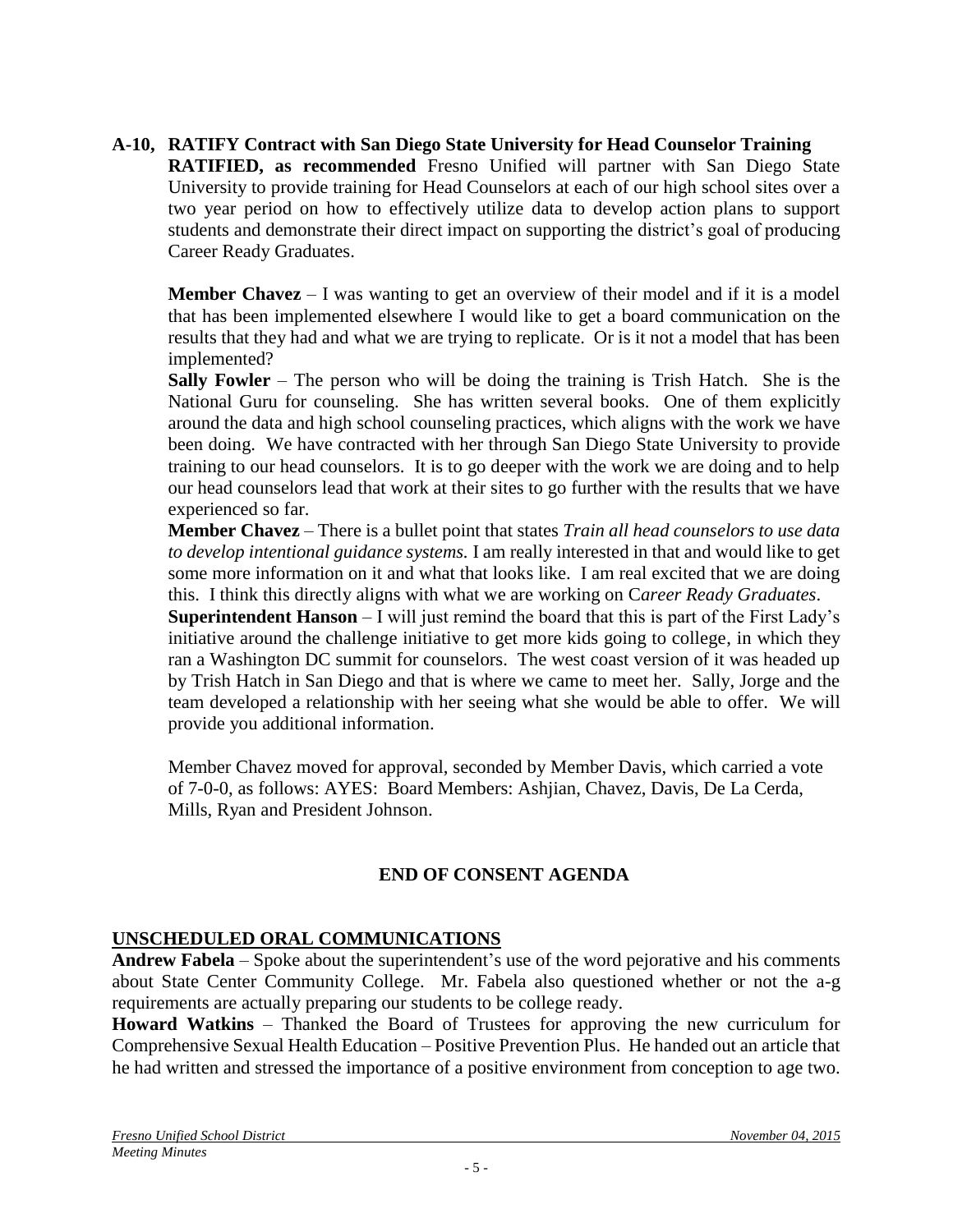**A-10, RATIFY Contract with San Diego State University for Head Counselor Training**

**RATIFIED, as recommended** Fresno Unified will partner with San Diego State University to provide training for Head Counselors at each of our high school sites over a two year period on how to effectively utilize data to develop action plans to support students and demonstrate their direct impact on supporting the district's goal of producing Career Ready Graduates.

**Member Chavez** – I was wanting to get an overview of their model and if it is a model that has been implemented elsewhere I would like to get a board communication on the results that they had and what we are trying to replicate. Or is it not a model that has been implemented?

**Sally Fowler** – The person who will be doing the training is Trish Hatch. She is the National Guru for counseling. She has written several books. One of them explicitly around the data and high school counseling practices, which aligns with the work we have been doing. We have contracted with her through San Diego State University to provide training to our head counselors. It is to go deeper with the work we are doing and to help our head counselors lead that work at their sites to go further with the results that we have experienced so far.

**Member Chavez** – There is a bullet point that states *Train all head counselors to use data to develop intentional guidance systems.* I am really interested in that and would like to get some more information on it and what that looks like. I am real excited that we are doing this. I think this directly aligns with what we are working on C*areer Ready Graduates*.

**Superintendent Hanson** – I will just remind the board that this is part of the First Lady's initiative around the challenge initiative to get more kids going to college, in which they ran a Washington DC summit for counselors. The west coast version of it was headed up by Trish Hatch in San Diego and that is where we came to meet her. Sally, Jorge and the team developed a relationship with her seeing what she would be able to offer. We will provide you additional information.

Member Chavez moved for approval, seconded by Member Davis, which carried a vote of 7-0-0, as follows: AYES: Board Members: Ashjian, Chavez, Davis, De La Cerda, Mills, Ryan and President Johnson.

## END OF CONSENT AGENDA

## UNSCHEDULED ORAL COMMUNICATIONS

**Andrew Fabela** – Spoke about the superintendent's use of the word pejorative and his comments about State Center Community College. Mr. Fabela also questioned whether or not the a-g requirements are actually preparing our students to be college ready.

**Howard Watkins** – Thanked the Board of Trustees for approving the new curriculum for Comprehensive Sexual Health Education – Positive Prevention Plus. He handed out an article that he had written and stressed the importance of a positive environment from conception to age two.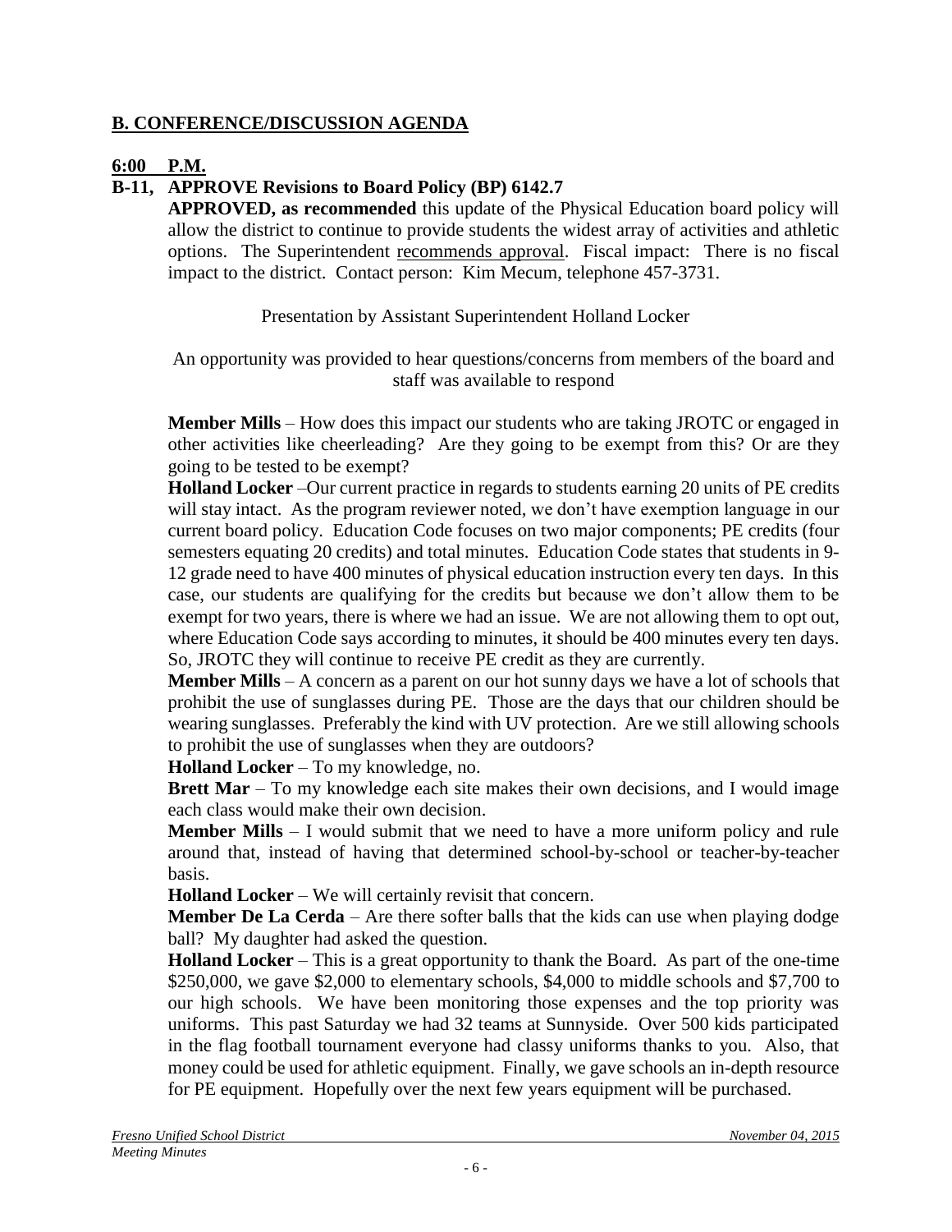## B. CONFERENCE/DISCUSSION AGENDA

### 6:00 P.M.

### B-11, APPROVE Revisions to Board Policy (BP) 6142.7

**APPROVED, as recommended** this update of the Physical Education board policy will allow the district to continue to provide students the widest array of activities and athletic options. The Superintendent recommends approval. Fiscal impact: There is no fiscal impact to the district. Contact person: Kim Mecum, telephone 457-3731.

Presentation by Assistant Superintendent Holland Locker

An opportunity was provided to hear questions/concerns from members of the board and staff was available to respond

**Member Mills** – How does this impact our students who are taking JROTC or engaged in other activities like cheerleading? Are they going to be exempt from this? Or are they going to be tested to be exempt?

**Holland Locker** –Our current practice in regards to students earning 20 units of PE credits will stay intact. As the program reviewer noted, we don't have exemption language in our current board policy. Education Code focuses on two major components; PE credits (four semesters equating 20 credits) and total minutes. Education Code states that students in 9-12 grade need to have 400 minutes of physical education instruction every ten days. In this case, our students are qualifying for the credits but because we don't allow them to be exempt for two years, there is where we had an issue. We are not allowing them to opt out, where Education Code says according to minutes, it should be 400 minutes every ten days. So, JROTC they will continue to receive PE credit as they are currently.

**Member Mills** – A concern as a parent on our hot sunny days we have a lot of schools that prohibit the use of sunglasses during PE. Those are the days that our children should be wearing sunglasses. Preferably the kind with UV protection. Are we still allowing schools to prohibit the use of sunglasses when they are outdoors?

**Holland Locker** – To my knowledge, no.

**Brett Mar** – To my knowledge each site makes their own decisions, and I would image each class would make their own decision.

**Member Mills** – I would submit that we need to have a more uniform policy and rule around that, instead of having that determined school-by-school or teacher-by-teacher basis.

**Holland Locker** – We will certainly revisit that concern.

**Member De La Cerda** – Are there softer balls that the kids can use when playing dodge ball? My daughter had asked the question.

**Holland Locker** – This is a great opportunity to thank the Board. As part of the one-time $250,000, we gave $2,000 to elementary schools, $4,000 to middle schools and $7,700 to our high schools. We have been monitoring those expenses and the top priority was uniforms. This past Saturday we had 32 teams at Sunnyside. Over 500 kids participated in the flag football tournament everyone had classy uniforms thanks to you. Also, that money could be used for athletic equipment. Finally, we gave schools an in-depth resource for PE equipment. Hopefully over the next few years equipment will be purchased.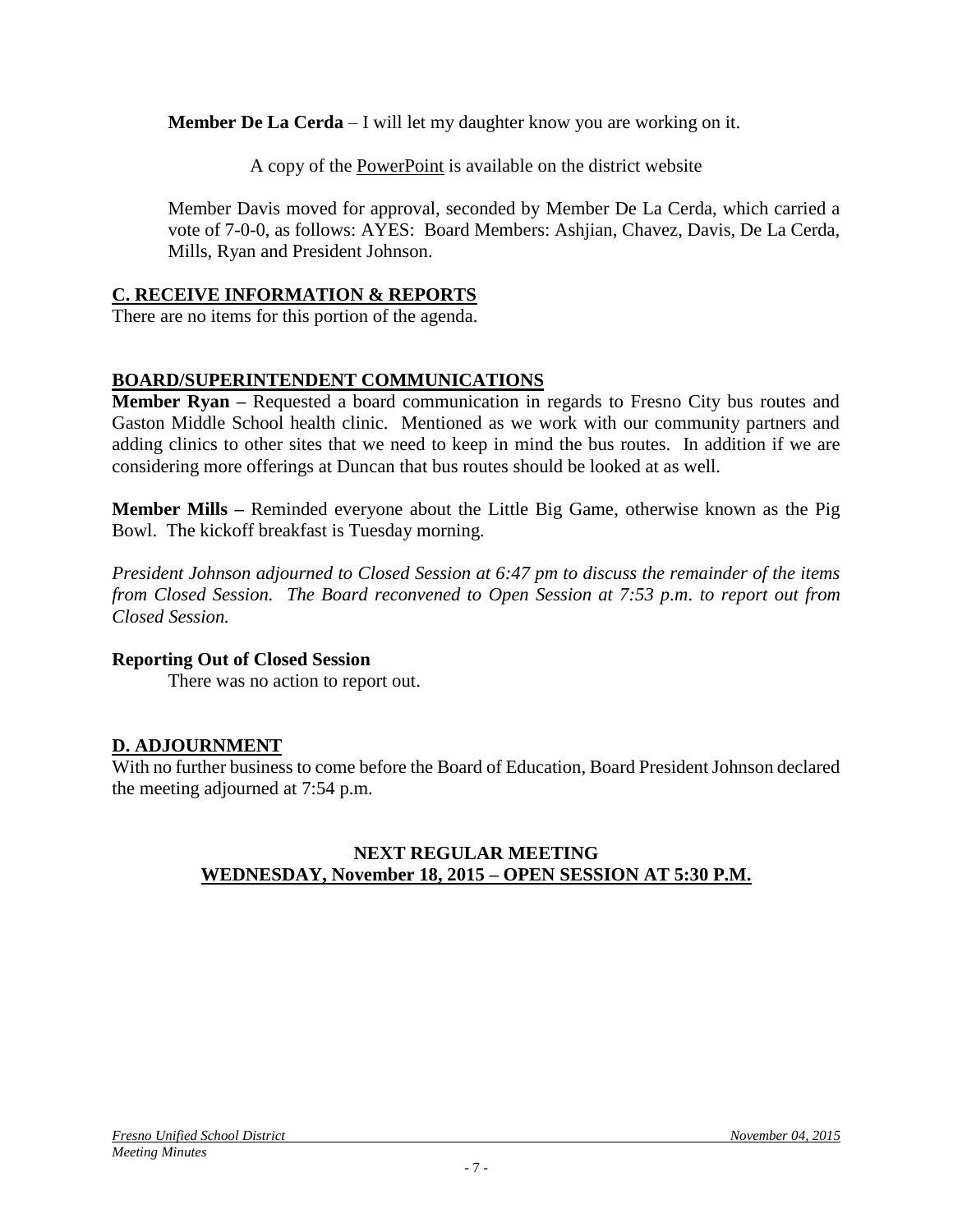**Member De La Cerda** – I will let my daughter know you are working on it.

A copy of the PowerPoint is available on the district website

Member Davis moved for approval, seconded by Member De La Cerda, which carried a vote of 7-0-0, as follows: AYES: Board Members: Ashjian, Chavez, Davis, De La Cerda, Mills, Ryan and President Johnson.

## C. RECEIVE INFORMATION & REPORTS

There are no items for this portion of the agenda.

## BOARD/SUPERINTENDENT COMMUNICATIONS

**Member Ryan –** Requested a board communication in regards to Fresno City bus routes and Gaston Middle School health clinic. Mentioned as we work with our community partners and adding clinics to other sites that we need to keep in mind the bus routes. In addition if we are considering more offerings at Duncan that bus routes should be looked at as well.

**Member Mills –** Reminded everyone about the Little Big Game, otherwise known as the Pig Bowl. The kickoff breakfast is Tuesday morning.

*President Johnson adjourned to Closed Session at 6:47 pm to discuss the remainder of the items from Closed Session. The Board reconvened to Open Session at 7:53 p.m. to report out from Closed Session.*

**Reporting Out of Closed Session**

There was no action to report out.

## D. ADJOURNMENT

With no further business to come before the Board of Education, Board President Johnson declared the meeting adjourned at 7:54 p.m.

**NEXT REGULAR MEETING**
**WEDNESDAY, November 18, 2015 – OPEN SESSION AT 5:30 P.M.**